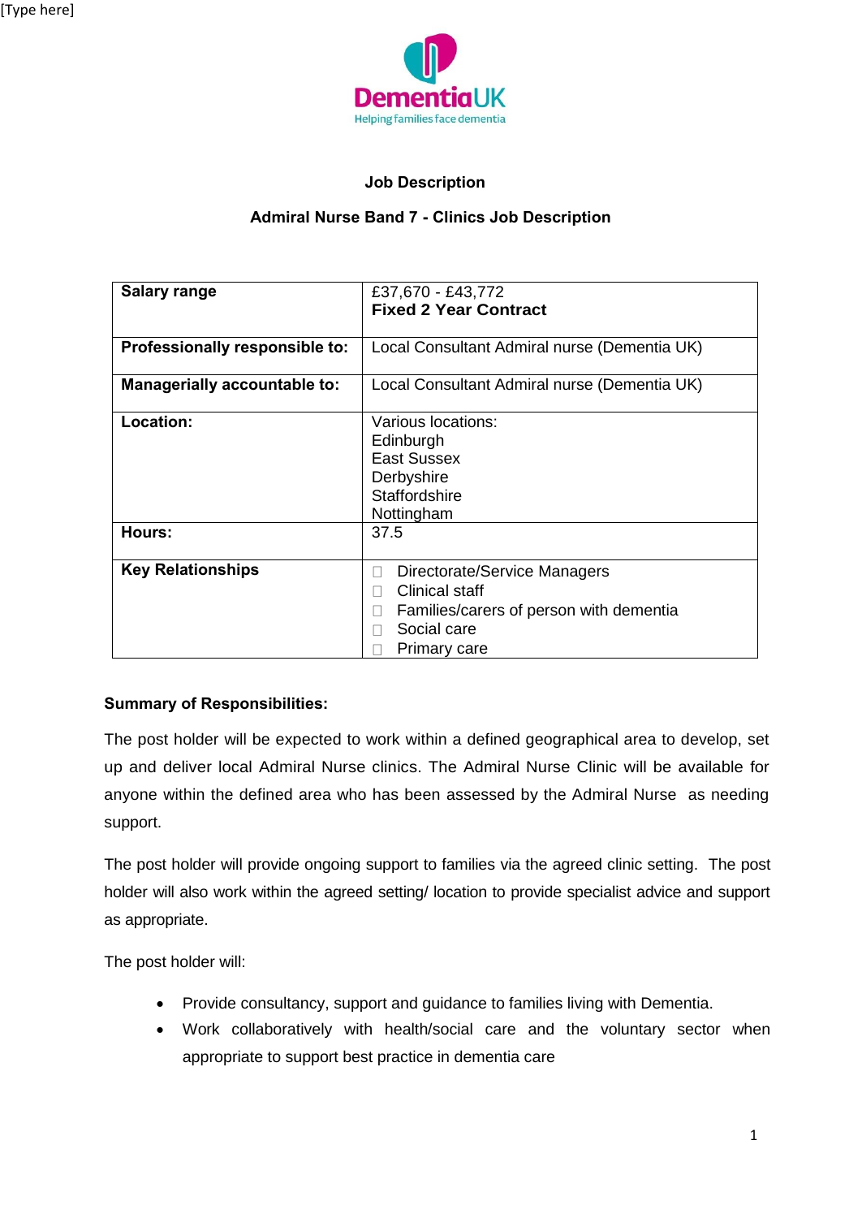**Job Description**

**Admiral Nurse Band 7 - Clinics Job Description**

| | |
|---|---|
| **Salary range** | £37,670 - £43,772<br>**Fixed 2 Year Contract** |
| **Professionally responsible to:** | Local Consultant Admiral nurse (Dementia UK) |
| **Managerially accountable to:** | Local Consultant Admiral nurse (Dementia UK) |
| **Location:** | Various locations:<br>Edinburgh<br>East Sussex<br>Derbyshire<br>Staffordshire<br>Nottingham |
| **Hours:** | 37.5 |
| **Key Relationships** | • Directorate/Service Managers<br>• Clinical staff<br>• Families/carers of person with dementia<br>• Social care<br>• Primary care |

**Summary of Responsibilities:**

The post holder will be expected to work within a defined geographical area to develop, set up and deliver local Admiral Nurse clinics. The Admiral Nurse Clinic will be available for anyone within the defined area who has been assessed by the Admiral Nurse as needing support.

The post holder will provide ongoing support to families via the agreed clinic setting. The post holder will also work within the agreed setting/ location to provide specialist advice and support as appropriate.

The post holder will:

- Provide consultancy, support and guidance to families living with Dementia.
- Work collaboratively with health/social care and the voluntary sector when appropriate to support best practice in dementia care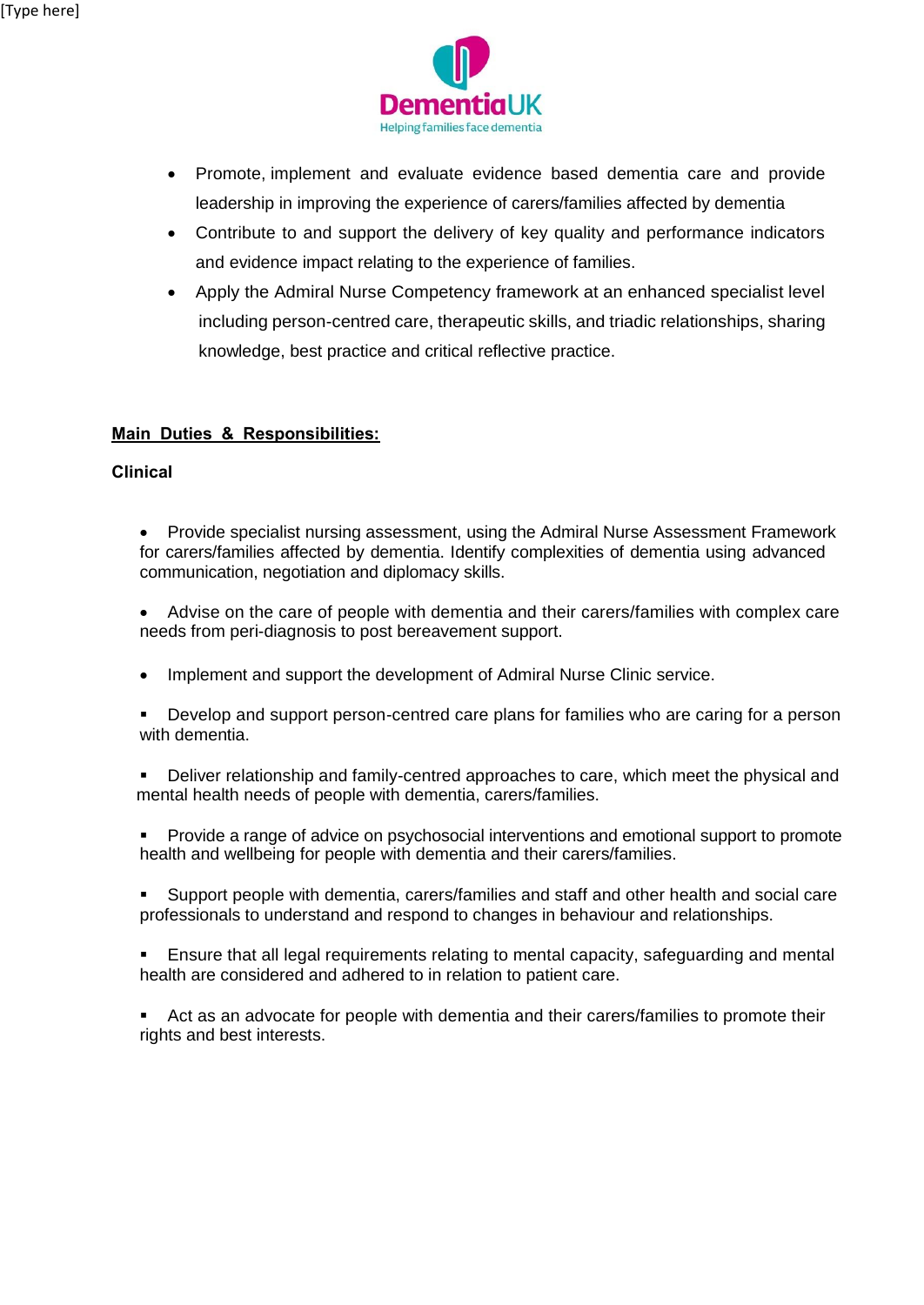- Promote, implement and evaluate evidence based dementia care and provide leadership in improving the experience of carers/families affected by dementia
- Contribute to and support the delivery of key quality and performance indicators and evidence impact relating to the experience of families.
- Apply the Admiral Nurse Competency framework at an enhanced specialist level including person-centred care, therapeutic skills, and triadic relationships, sharing knowledge, best practice and critical reflective practice.

## Main Duties & Responsibilities:

### Clinical

- Provide specialist nursing assessment, using the Admiral Nurse Assessment Framework for carers/families affected by dementia. Identify complexities of dementia using advanced communication, negotiation and diplomacy skills.
- Advise on the care of people with dementia and their carers/families with complex care needs from peri-diagnosis to post bereavement support.
- Implement and support the development of Admiral Nurse Clinic service.
- Develop and support person-centred care plans for families who are caring for a person with dementia.
- Deliver relationship and family-centred approaches to care, which meet the physical and mental health needs of people with dementia, carers/families.
- Provide a range of advice on psychosocial interventions and emotional support to promote health and wellbeing for people with dementia and their carers/families.
- Support people with dementia, carers/families and staff and other health and social care professionals to understand and respond to changes in behaviour and relationships.
- Ensure that all legal requirements relating to mental capacity, safeguarding and mental health are considered and adhered to in relation to patient care.
- Act as an advocate for people with dementia and their carers/families to promote their rights and best interests.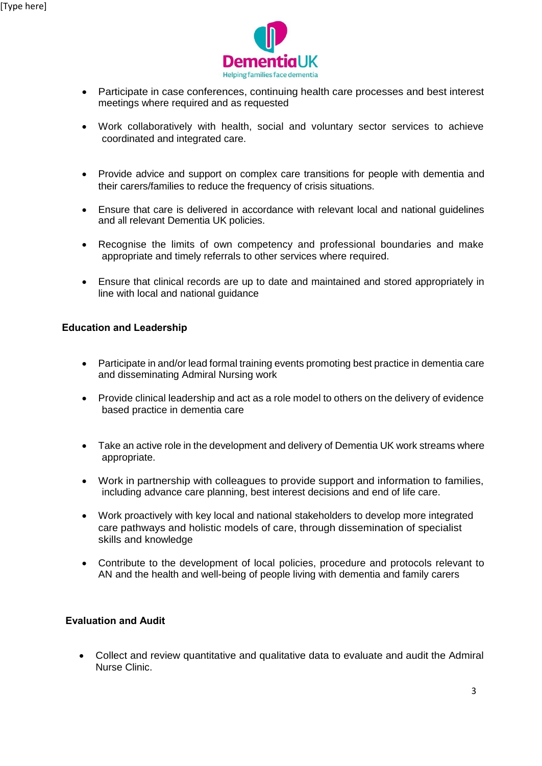- Participate in case conferences, continuing health care processes and best interest meetings where required and as requested
- Work collaboratively with health, social and voluntary sector services to achieve coordinated and integrated care.
- Provide advice and support on complex care transitions for people with dementia and their carers/families to reduce the frequency of crisis situations.
- Ensure that care is delivered in accordance with relevant local and national guidelines and all relevant Dementia UK policies.
- Recognise the limits of own competency and professional boundaries and make appropriate and timely referrals to other services where required.
- Ensure that clinical records are up to date and maintained and stored appropriately in line with local and national guidance

**Education and Leadership**

- Participate in and/or lead formal training events promoting best practice in dementia care and disseminating Admiral Nursing work
- Provide clinical leadership and act as a role model to others on the delivery of evidence based practice in dementia care
- Take an active role in the development and delivery of Dementia UK work streams where appropriate.
- Work in partnership with colleagues to provide support and information to families, including advance care planning, best interest decisions and end of life care.
- Work proactively with key local and national stakeholders to develop more integrated care pathways and holistic models of care, through dissemination of specialist skills and knowledge
- Contribute to the development of local policies, procedure and protocols relevant to AN and the health and well-being of people living with dementia and family carers

**Evaluation and Audit**

- Collect and review quantitative and qualitative data to evaluate and audit the Admiral Nurse Clinic.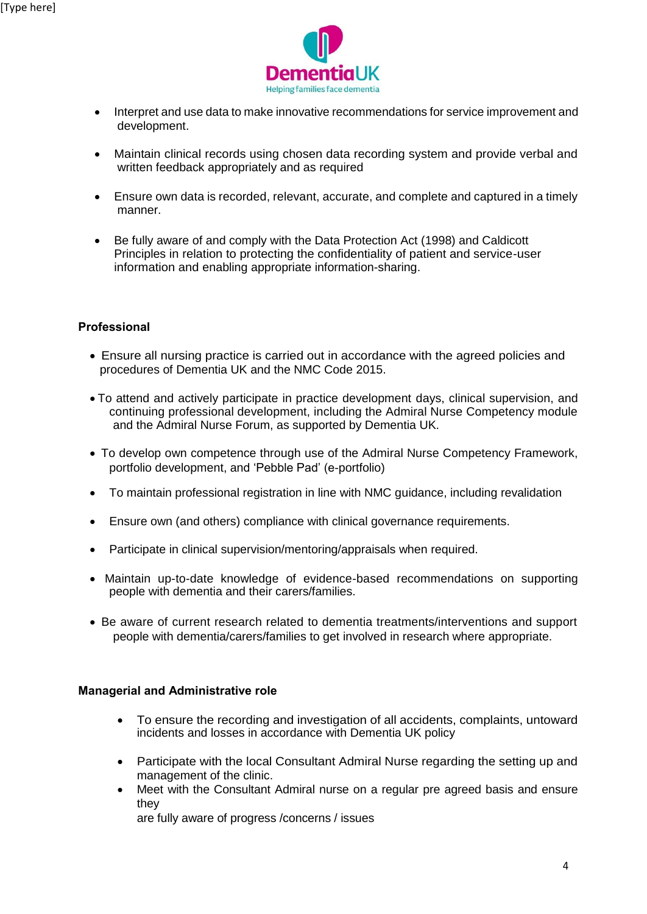- Interpret and use data to make innovative recommendations for service improvement and development.

- Maintain clinical records using chosen data recording system and provide verbal and written feedback appropriately and as required

- Ensure own data is recorded, relevant, accurate, and complete and captured in a timely manner.

- Be fully aware of and comply with the Data Protection Act (1998) and Caldicott Principles in relation to protecting the confidentiality of patient and service-user information and enabling appropriate information-sharing.

**Professional**

- Ensure all nursing practice is carried out in accordance with the agreed policies and procedures of Dementia UK and the NMC Code 2015.

- To attend and actively participate in practice development days, clinical supervision, and continuing professional development, including the Admiral Nurse Competency module and the Admiral Nurse Forum, as supported by Dementia UK.

- To develop own competence through use of the Admiral Nurse Competency Framework, portfolio development, and 'Pebble Pad' (e-portfolio)

- To maintain professional registration in line with NMC guidance, including revalidation

- Ensure own (and others) compliance with clinical governance requirements.

- Participate in clinical supervision/mentoring/appraisals when required.

- Maintain up-to-date knowledge of evidence-based recommendations on supporting people with dementia and their carers/families.

- Be aware of current research related to dementia treatments/interventions and support people with dementia/carers/families to get involved in research where appropriate.

**Managerial and Administrative role**

- To ensure the recording and investigation of all accidents, complaints, untoward incidents and losses in accordance with Dementia UK policy

- Participate with the local Consultant Admiral Nurse regarding the setting up and management of the clinic.
- Meet with the Consultant Admiral nurse on a regular pre agreed basis and ensure they are fully aware of progress /concerns / issues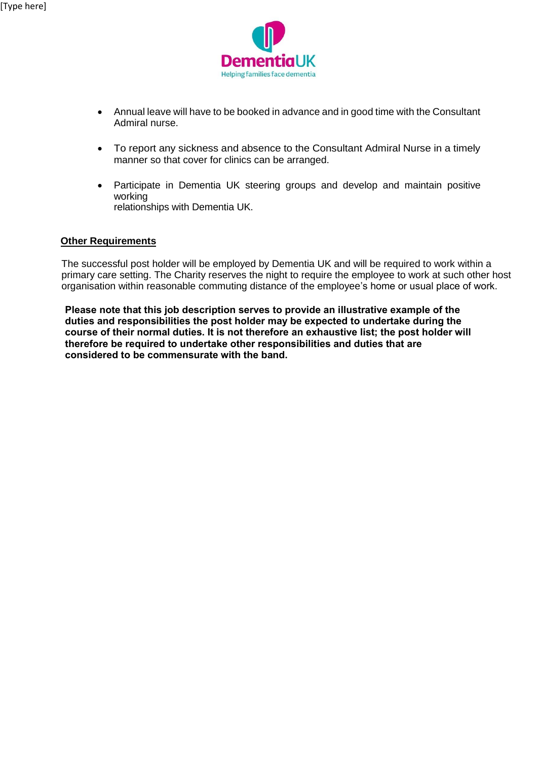- Annual leave will have to be booked in advance and in good time with the Consultant Admiral nurse.

- To report any sickness and absence to the Consultant Admiral Nurse in a timely manner so that cover for clinics can be arranged.

- Participate in Dementia UK steering groups and develop and maintain positive working relationships with Dementia UK.

**Other Requirements**

The successful post holder will be employed by Dementia UK and will be required to work within a primary care setting. The Charity reserves the night to require the employee to work at such other host organisation within reasonable commuting distance of the employee's home or usual place of work.

**Please note that this job description serves to provide an illustrative example of the duties and responsibilities the post holder may be expected to undertake during the course of their normal duties. It is not therefore an exhaustive list; the post holder will therefore be required to undertake other responsibilities and duties that are considered to be commensurate with the band.**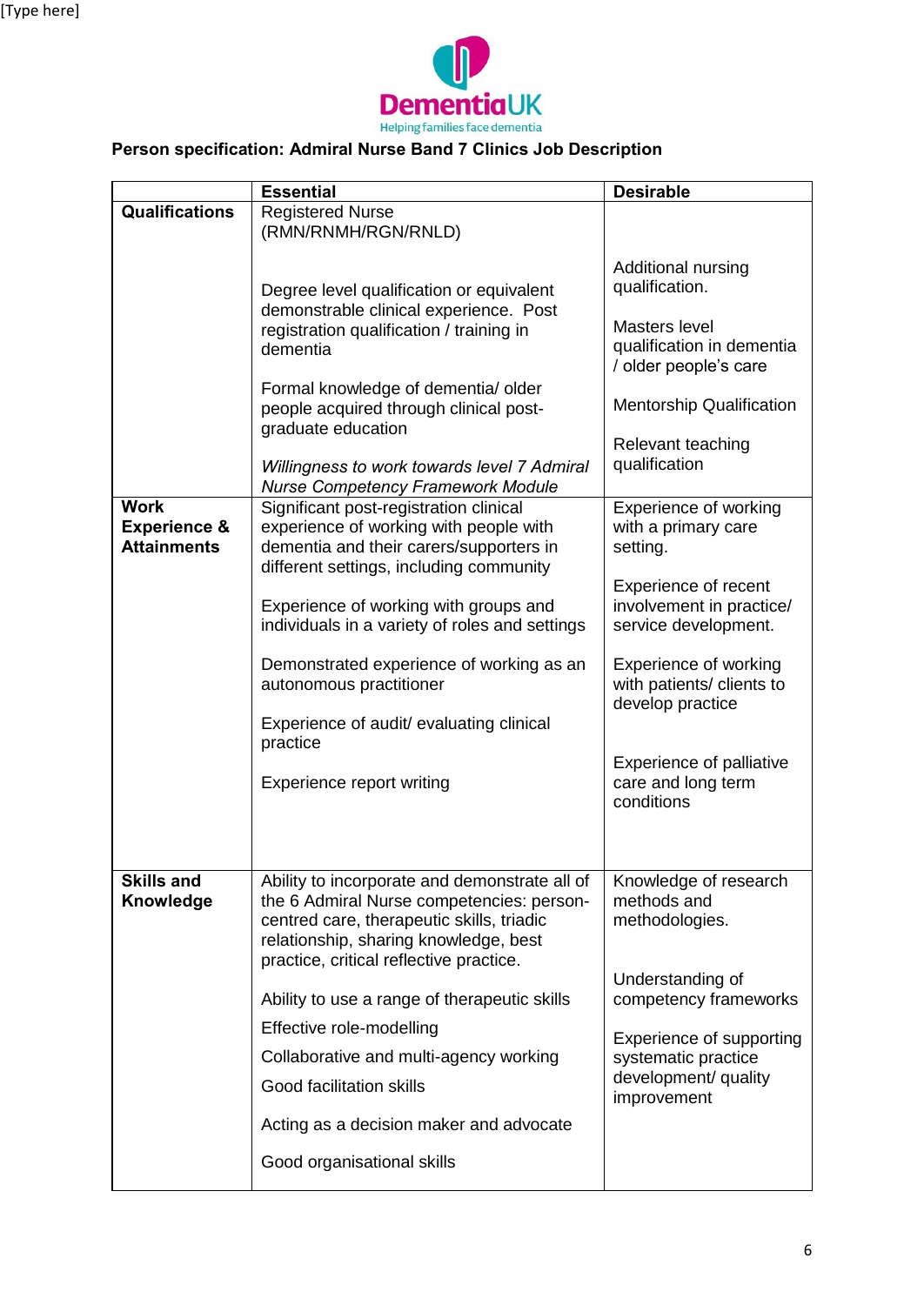**Person specification: Admiral Nurse Band 7 Clinics Job Description**

| | Essential | Desirable |
|---|---|---|
| **Qualifications** | Registered Nurse (RMN/RNMH/RGN/RNLD)<br><br>Degree level qualification or equivalent demonstrable clinical experience. Post registration qualification / training in dementia<br><br>Formal knowledge of dementia/ older people acquired through clinical post-graduate education<br><br>*Willingness to work towards level 7 Admiral Nurse Competency Framework Module* | Additional nursing qualification.<br><br>Masters level qualification in dementia / older people's care<br><br>Mentorship Qualification<br><br>Relevant teaching qualification |
| **Work Experience & Attainments** | Significant post-registration clinical experience of working with people with dementia and their carers/supporters in different settings, including community<br><br>Experience of working with groups and individuals in a variety of roles and settings<br><br>Demonstrated experience of working as an autonomous practitioner<br><br>Experience of audit/ evaluating clinical practice<br><br>Experience report writing | Experience of working with a primary care setting.<br><br>Experience of recent involvement in practice/ service development.<br><br>Experience of working with patients/ clients to develop practice<br><br>Experience of palliative care and long term conditions |
| **Skills and Knowledge** | Ability to incorporate and demonstrate all of the 6 Admiral Nurse competencies: person-centred care, therapeutic skills, triadic relationship, sharing knowledge, best practice, critical reflective practice.<br><br>Ability to use a range of therapeutic skills<br><br>Effective role-modelling<br><br>Collaborative and multi-agency working<br><br>Good facilitation skills<br><br>Acting as a decision maker and advocate<br><br>Good organisational skills | Knowledge of research methods and methodologies.<br><br>Understanding of competency frameworks<br><br>Experience of supporting systematic practice development/ quality improvement |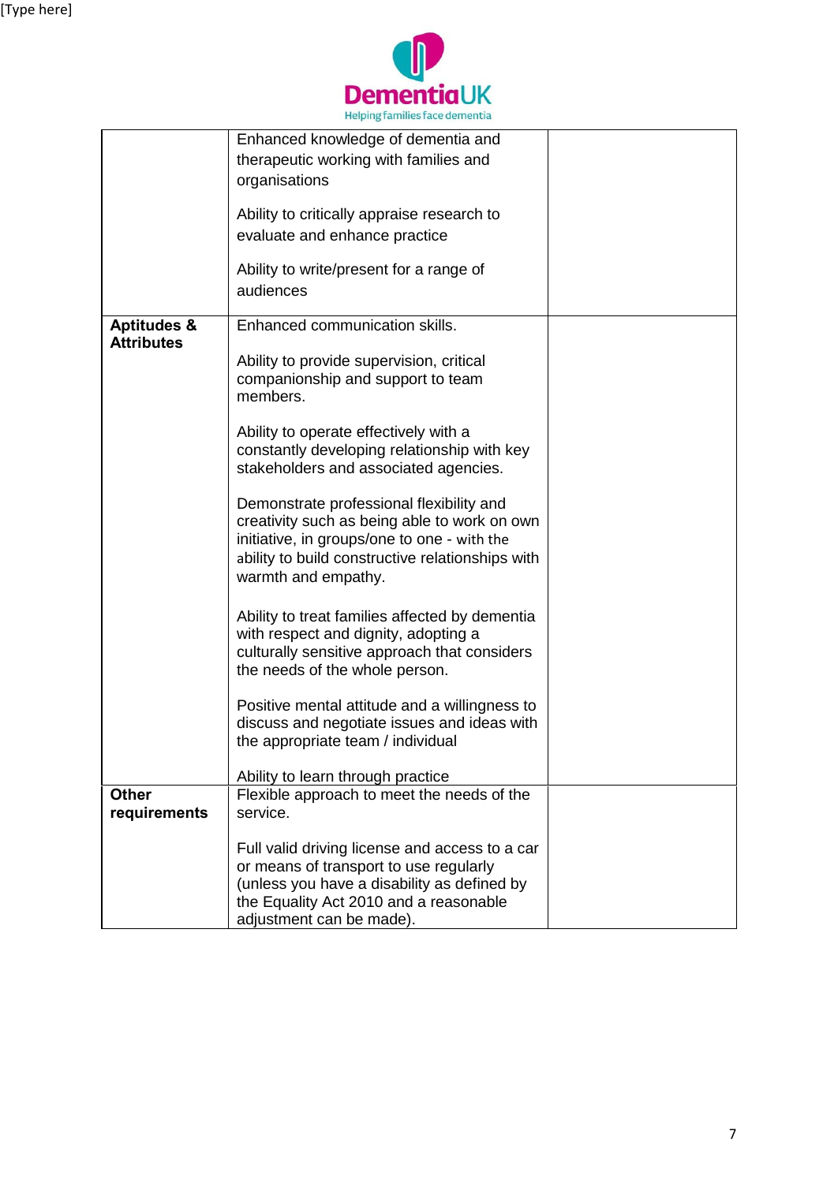| | | |
|---|---|---|
| | Enhanced knowledge of dementia and therapeutic working with families and organisations<br><br>Ability to critically appraise research to evaluate and enhance practice<br><br>Ability to write/present for a range of audiences | |
| **Aptitudes & Attributes** | Enhanced communication skills.<br><br>Ability to provide supervision, critical companionship and support to team members.<br><br>Ability to operate effectively with a constantly developing relationship with key stakeholders and associated agencies.<br><br>Demonstrate professional flexibility and creativity such as being able to work on own initiative, in groups/one to one - with the ability to build constructive relationships with warmth and empathy.<br><br>Ability to treat families affected by dementia with respect and dignity, adopting a culturally sensitive approach that considers the needs of the whole person.<br><br>Positive mental attitude and a willingness to discuss and negotiate issues and ideas with the appropriate team / individual<br><br>Ability to learn through practice | |
| **Other requirements** | Flexible approach to meet the needs of the service.<br><br>Full valid driving license and access to a car or means of transport to use regularly (unless you have a disability as defined by the Equality Act 2010 and a reasonable adjustment can be made). | |